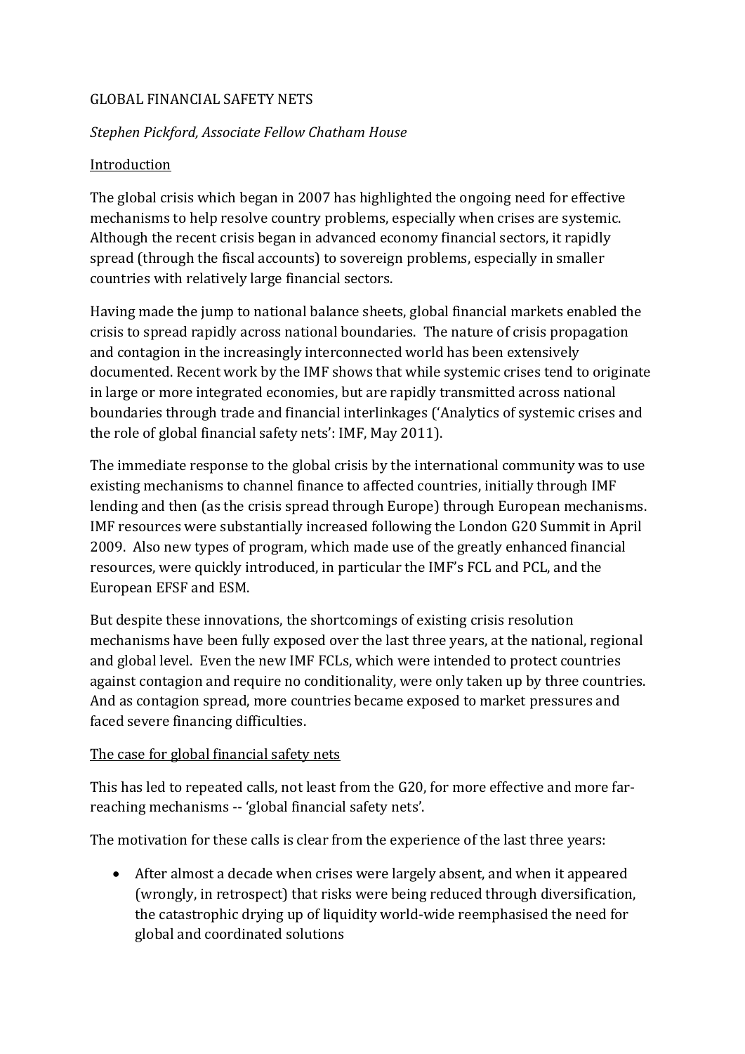# GLOBAL FINANCIAL SAFETY NETS

*Stephen Pickford, Associate Fellow Chatham House*

## Introduction

The global crisis which began in 2007 has highlighted the ongoing need for effective mechanisms to help resolve country problems, especially when crises are systemic. Although the recent crisis began in advanced economy financial sectors, it rapidly spread (through the fiscal accounts) to sovereign problems, especially in smaller countries with relatively large financial sectors.

Having made the jump to national balance sheets, global financial markets enabled the crisis to spread rapidly across national boundaries. The nature of crisis propagation and contagion in the increasingly interconnected world has been extensively documented. Recent work by the IMF shows that while systemic crises tend to originate in large or more integrated economies, but are rapidly transmitted across national boundaries through trade and financial interlinkages ('Analytics of systemic crises and the role of global financial safety nets': IMF, May 2011).

The immediate response to the global crisis by the international community was to use existing mechanisms to channel finance to affected countries, initially through IMF lending and then (as the crisis spread through Europe) through European mechanisms. IMF resources were substantially increased following the London G20 Summit in April 2009. Also new types of program, which made use of the greatly enhanced financial resources, were quickly introduced, in particular the IMF's FCL and PCL, and the European EFSF and ESM.

But despite these innovations, the shortcomings of existing crisis resolution mechanisms have been fully exposed over the last three years, at the national, regional and global level. Even the new IMF FCLs, which were intended to protect countries against contagion and require no conditionality, were only taken up by three countries. And as contagion spread, more countries became exposed to market pressures and faced severe financing difficulties.

## The case for global financial safety nets

This has led to repeated calls, not least from the G20, for more effective and more far-reaching mechanisms -- 'global financial safety nets'.

The motivation for these calls is clear from the experience of the last three years:

- After almost a decade when crises were largely absent, and when it appeared (wrongly, in retrospect) that risks were being reduced through diversification, the catastrophic drying up of liquidity world-wide reemphasised the need for global and coordinated solutions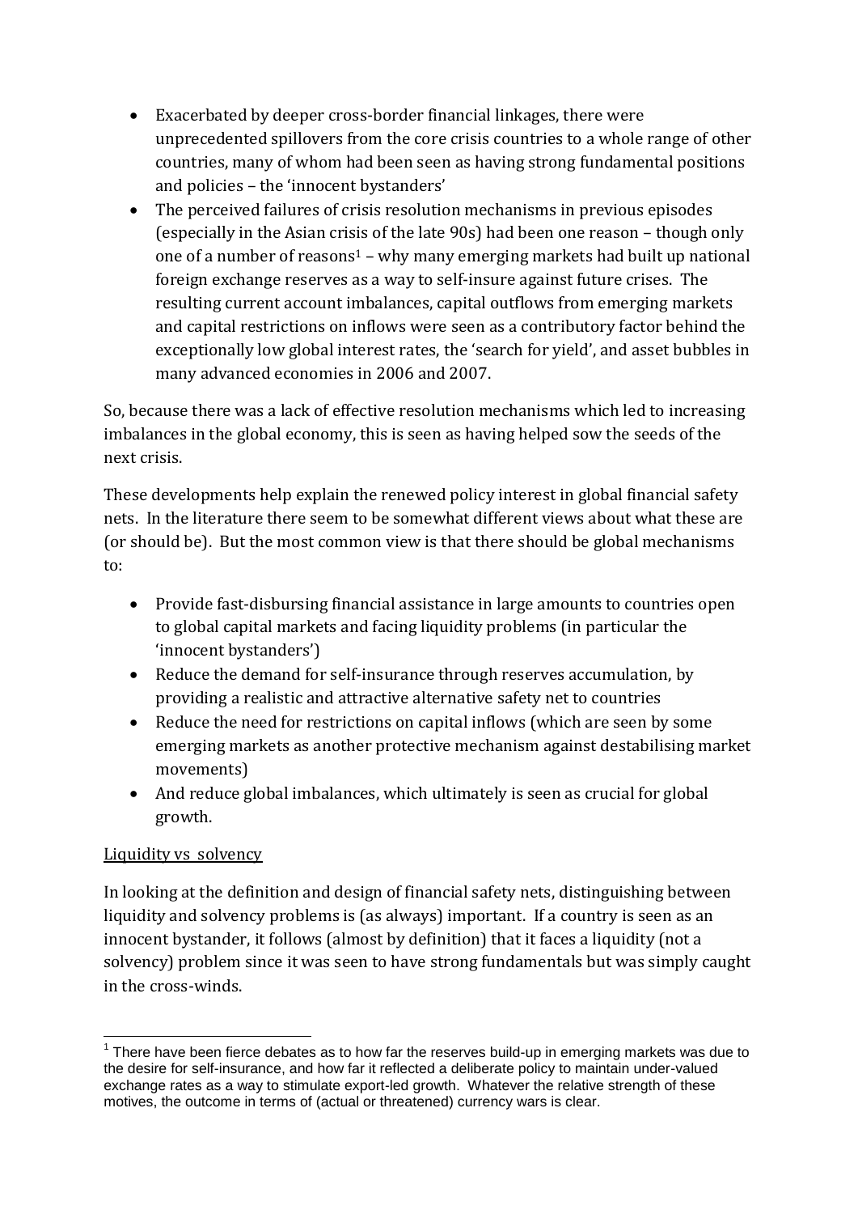- Exacerbated by deeper cross-border financial linkages, there were unprecedented spillovers from the core crisis countries to a whole range of other countries, many of whom had been seen as having strong fundamental positions and policies – the 'innocent bystanders'
- The perceived failures of crisis resolution mechanisms in previous episodes (especially in the Asian crisis of the late 90s) had been one reason – though only one of a number of reasons[1] – why many emerging markets had built up national foreign exchange reserves as a way to self-insure against future crises. The resulting current account imbalances, capital outflows from emerging markets and capital restrictions on inflows were seen as a contributory factor behind the exceptionally low global interest rates, the 'search for yield', and asset bubbles in many advanced economies in 2006 and 2007.

So, because there was a lack of effective resolution mechanisms which led to increasing imbalances in the global economy, this is seen as having helped sow the seeds of the next crisis.

These developments help explain the renewed policy interest in global financial safety nets. In the literature there seem to be somewhat different views about what these are (or should be). But the most common view is that there should be global mechanisms to:

- Provide fast-disbursing financial assistance in large amounts to countries open to global capital markets and facing liquidity problems (in particular the 'innocent bystanders')
- Reduce the demand for self-insurance through reserves accumulation, by providing a realistic and attractive alternative safety net to countries
- Reduce the need for restrictions on capital inflows (which are seen by some emerging markets as another protective mechanism against destabilising market movements)
- And reduce global imbalances, which ultimately is seen as crucial for global growth.

<u>Liquidity vs solvency</u>

In looking at the definition and design of financial safety nets, distinguishing between liquidity and solvency problems is (as always) important. If a country is seen as an innocent bystander, it follows (almost by definition) that it faces a liquidity (not a solvency) problem since it was seen to have strong fundamentals but was simply caught in the cross-winds.

[1] There have been fierce debates as to how far the reserves build-up in emerging markets was due to the desire for self-insurance, and how far it reflected a deliberate policy to maintain under-valued exchange rates as a way to stimulate export-led growth. Whatever the relative strength of these motives, the outcome in terms of (actual or threatened) currency wars is clear.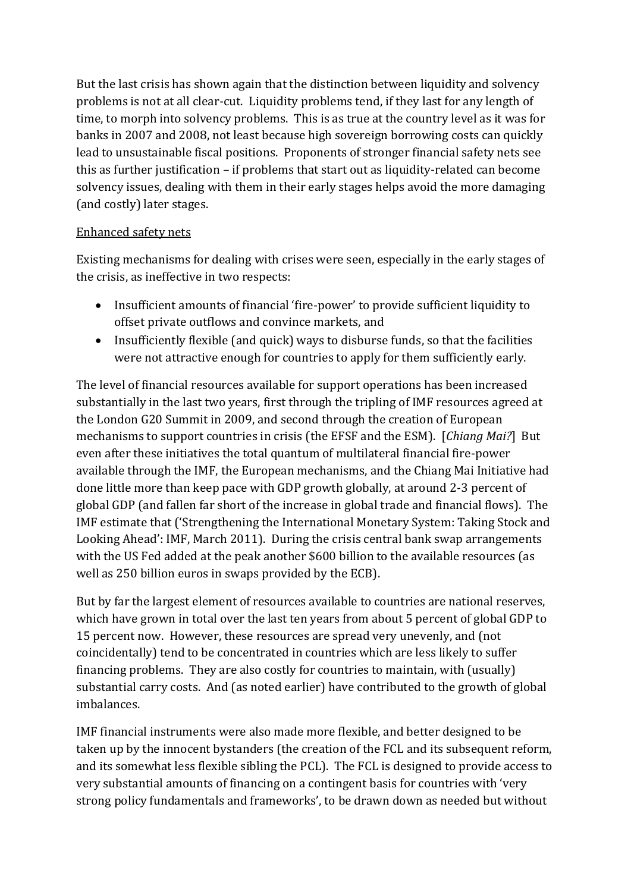But the last crisis has shown again that the distinction between liquidity and solvency problems is not at all clear-cut. Liquidity problems tend, if they last for any length of time, to morph into solvency problems. This is as true at the country level as it was for banks in 2007 and 2008, not least because high sovereign borrowing costs can quickly lead to unsustainable fiscal positions. Proponents of stronger financial safety nets see this as further justification – if problems that start out as liquidity-related can become solvency issues, dealing with them in their early stages helps avoid the more damaging (and costly) later stages.

<u>Enhanced safety nets</u>

Existing mechanisms for dealing with crises were seen, especially in the early stages of the crisis, as ineffective in two respects:

- Insufficient amounts of financial 'fire-power' to provide sufficient liquidity to offset private outflows and convince markets, and
- Insufficiently flexible (and quick) ways to disburse funds, so that the facilities were not attractive enough for countries to apply for them sufficiently early.

The level of financial resources available for support operations has been increased substantially in the last two years, first through the tripling of IMF resources agreed at the London G20 Summit in 2009, and second through the creation of European mechanisms to support countries in crisis (the EFSF and the ESM). [*Chiang Mai?*] But even after these initiatives the total quantum of multilateral financial fire-power available through the IMF, the European mechanisms, and the Chiang Mai Initiative had done little more than keep pace with GDP growth globally, at around 2-3 percent of global GDP (and fallen far short of the increase in global trade and financial flows). The IMF estimate that ('Strengthening the International Monetary System: Taking Stock and Looking Ahead': IMF, March 2011). During the crisis central bank swap arrangements with the US Fed added at the peak another $600 billion to the available resources (as well as 250 billion euros in swaps provided by the ECB).

But by far the largest element of resources available to countries are national reserves, which have grown in total over the last ten years from about 5 percent of global GDP to 15 percent now. However, these resources are spread very unevenly, and (not coincidentally) tend to be concentrated in countries which are less likely to suffer financing problems. They are also costly for countries to maintain, with (usually) substantial carry costs. And (as noted earlier) have contributed to the growth of global imbalances.

IMF financial instruments were also made more flexible, and better designed to be taken up by the innocent bystanders (the creation of the FCL and its subsequent reform, and its somewhat less flexible sibling the PCL). The FCL is designed to provide access to very substantial amounts of financing on a contingent basis for countries with 'very strong policy fundamentals and frameworks', to be drawn down as needed but without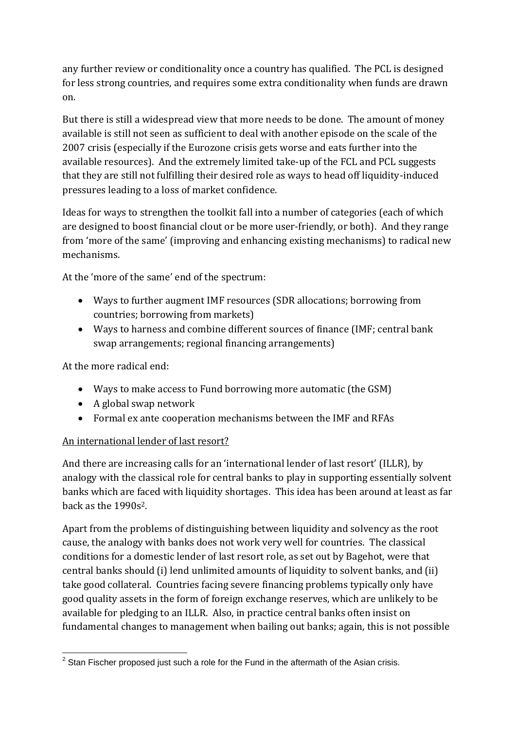any further review or conditionality once a country has qualified. The PCL is designed for less strong countries, and requires some extra conditionality when funds are drawn on.

But there is still a widespread view that more needs to be done. The amount of money available is still not seen as sufficient to deal with another episode on the scale of the 2007 crisis (especially if the Eurozone crisis gets worse and eats further into the available resources). And the extremely limited take-up of the FCL and PCL suggests that they are still not fulfilling their desired role as ways to head off liquidity-induced pressures leading to a loss of market confidence.

Ideas for ways to strengthen the toolkit fall into a number of categories (each of which are designed to boost financial clout or be more user-friendly, or both). And they range from 'more of the same' (improving and enhancing existing mechanisms) to radical new mechanisms.

At the 'more of the same' end of the spectrum:

- Ways to further augment IMF resources (SDR allocations; borrowing from countries; borrowing from markets)
- Ways to harness and combine different sources of finance (IMF; central bank swap arrangements; regional financing arrangements)

At the more radical end:

- Ways to make access to Fund borrowing more automatic (the GSM)
- A global swap network
- Formal ex ante cooperation mechanisms between the IMF and RFAs

<u>An international lender of last resort?</u>

And there are increasing calls for an 'international lender of last resort' (ILLR), by analogy with the classical role for central banks to play in supporting essentially solvent banks which are faced with liquidity shortages. This idea has been around at least as far back as the 1990s[2].

Apart from the problems of distinguishing between liquidity and solvency as the root cause, the analogy with banks does not work very well for countries. The classical conditions for a domestic lender of last resort role, as set out by Bagehot, were that central banks should (i) lend unlimited amounts of liquidity to solvent banks, and (ii) take good collateral. Countries facing severe financing problems typically only have good quality assets in the form of foreign exchange reserves, which are unlikely to be available for pledging to an ILLR. Also, in practice central banks often insist on fundamental changes to management when bailing out banks; again, this is not possible

[2] Stan Fischer proposed just such a role for the Fund in the aftermath of the Asian crisis.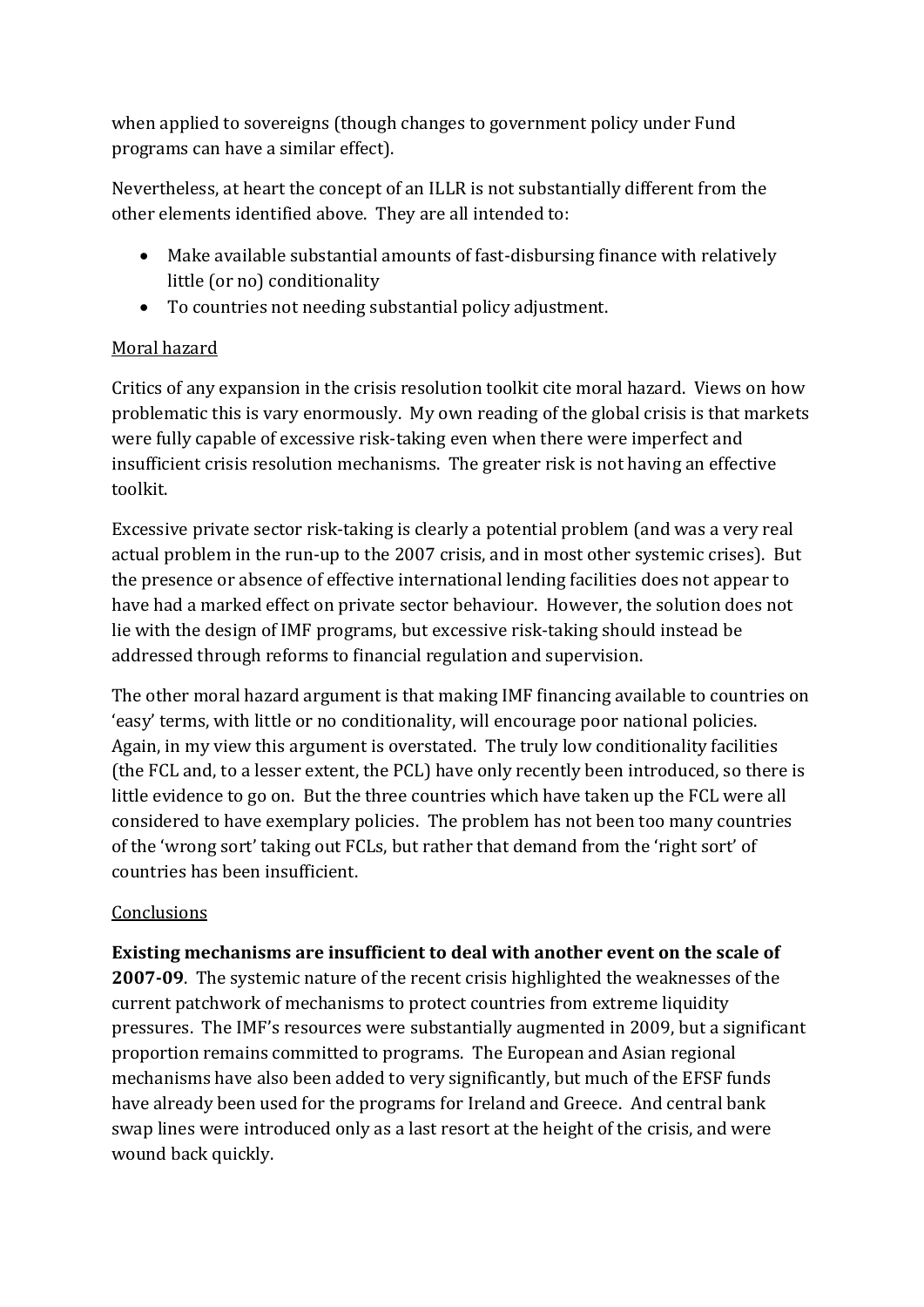when applied to sovereigns (though changes to government policy under Fund programs can have a similar effect).

Nevertheless, at heart the concept of an ILLR is not substantially different from the other elements identified above. They are all intended to:

- Make available substantial amounts of fast-disbursing finance with relatively little (or no) conditionality
- To countries not needing substantial policy adjustment.

<u>Moral hazard</u>

Critics of any expansion in the crisis resolution toolkit cite moral hazard. Views on how problematic this is vary enormously. My own reading of the global crisis is that markets were fully capable of excessive risk-taking even when there were imperfect and insufficient crisis resolution mechanisms. The greater risk is not having an effective toolkit.

Excessive private sector risk-taking is clearly a potential problem (and was a very real actual problem in the run-up to the 2007 crisis, and in most other systemic crises). But the presence or absence of effective international lending facilities does not appear to have had a marked effect on private sector behaviour. However, the solution does not lie with the design of IMF programs, but excessive risk-taking should instead be addressed through reforms to financial regulation and supervision.

The other moral hazard argument is that making IMF financing available to countries on 'easy' terms, with little or no conditionality, will encourage poor national policies. Again, in my view this argument is overstated. The truly low conditionality facilities (the FCL and, to a lesser extent, the PCL) have only recently been introduced, so there is little evidence to go on. But the three countries which have taken up the FCL were all considered to have exemplary policies. The problem has not been too many countries of the 'wrong sort' taking out FCLs, but rather that demand from the 'right sort' of countries has been insufficient.

<u>Conclusions</u>

**Existing mechanisms are insufficient to deal with another event on the scale of 2007-09**. The systemic nature of the recent crisis highlighted the weaknesses of the current patchwork of mechanisms to protect countries from extreme liquidity pressures. The IMF's resources were substantially augmented in 2009, but a significant proportion remains committed to programs. The European and Asian regional mechanisms have also been added to very significantly, but much of the EFSF funds have already been used for the programs for Ireland and Greece. And central bank swap lines were introduced only as a last resort at the height of the crisis, and were wound back quickly.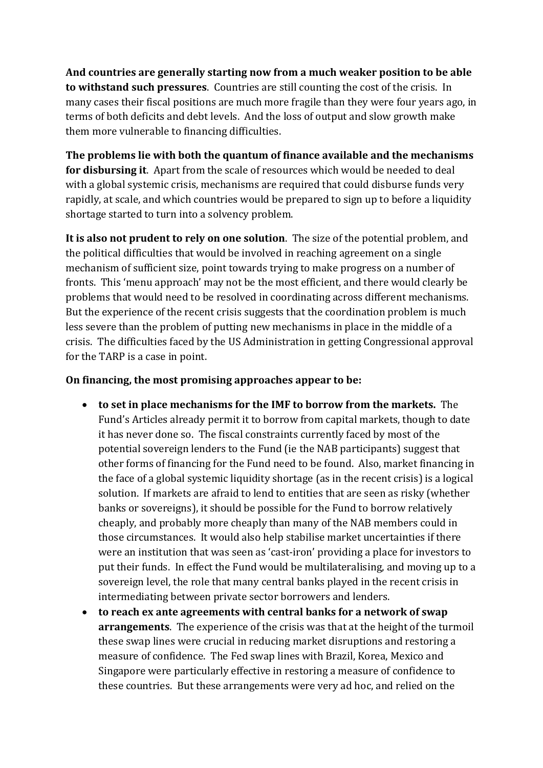**And countries are generally starting now from a much weaker position to be able to withstand such pressures**. Countries are still counting the cost of the crisis. In many cases their fiscal positions are much more fragile than they were four years ago, in terms of both deficits and debt levels. And the loss of output and slow growth make them more vulnerable to financing difficulties.

**The problems lie with both the quantum of finance available and the mechanisms for disbursing it**. Apart from the scale of resources which would be needed to deal with a global systemic crisis, mechanisms are required that could disburse funds very rapidly, at scale, and which countries would be prepared to sign up to before a liquidity shortage started to turn into a solvency problem.

**It is also not prudent to rely on one solution**. The size of the potential problem, and the political difficulties that would be involved in reaching agreement on a single mechanism of sufficient size, point towards trying to make progress on a number of fronts. This 'menu approach' may not be the most efficient, and there would clearly be problems that would need to be resolved in coordinating across different mechanisms. But the experience of the recent crisis suggests that the coordination problem is much less severe than the problem of putting new mechanisms in place in the middle of a crisis. The difficulties faced by the US Administration in getting Congressional approval for the TARP is a case in point.

**On financing, the most promising approaches appear to be:**

- **to set in place mechanisms for the IMF to borrow from the markets.** The Fund's Articles already permit it to borrow from capital markets, though to date it has never done so. The fiscal constraints currently faced by most of the potential sovereign lenders to the Fund (ie the NAB participants) suggest that other forms of financing for the Fund need to be found. Also, market financing in the face of a global systemic liquidity shortage (as in the recent crisis) is a logical solution. If markets are afraid to lend to entities that are seen as risky (whether banks or sovereigns), it should be possible for the Fund to borrow relatively cheaply, and probably more cheaply than many of the NAB members could in those circumstances. It would also help stabilise market uncertainties if there were an institution that was seen as 'cast-iron' providing a place for investors to put their funds. In effect the Fund would be multilateralising, and moving up to a sovereign level, the role that many central banks played in the recent crisis in intermediating between private sector borrowers and lenders.
- **to reach ex ante agreements with central banks for a network of swap arrangements**. The experience of the crisis was that at the height of the turmoil these swap lines were crucial in reducing market disruptions and restoring a measure of confidence. The Fed swap lines with Brazil, Korea, Mexico and Singapore were particularly effective in restoring a measure of confidence to these countries. But these arrangements were very ad hoc, and relied on the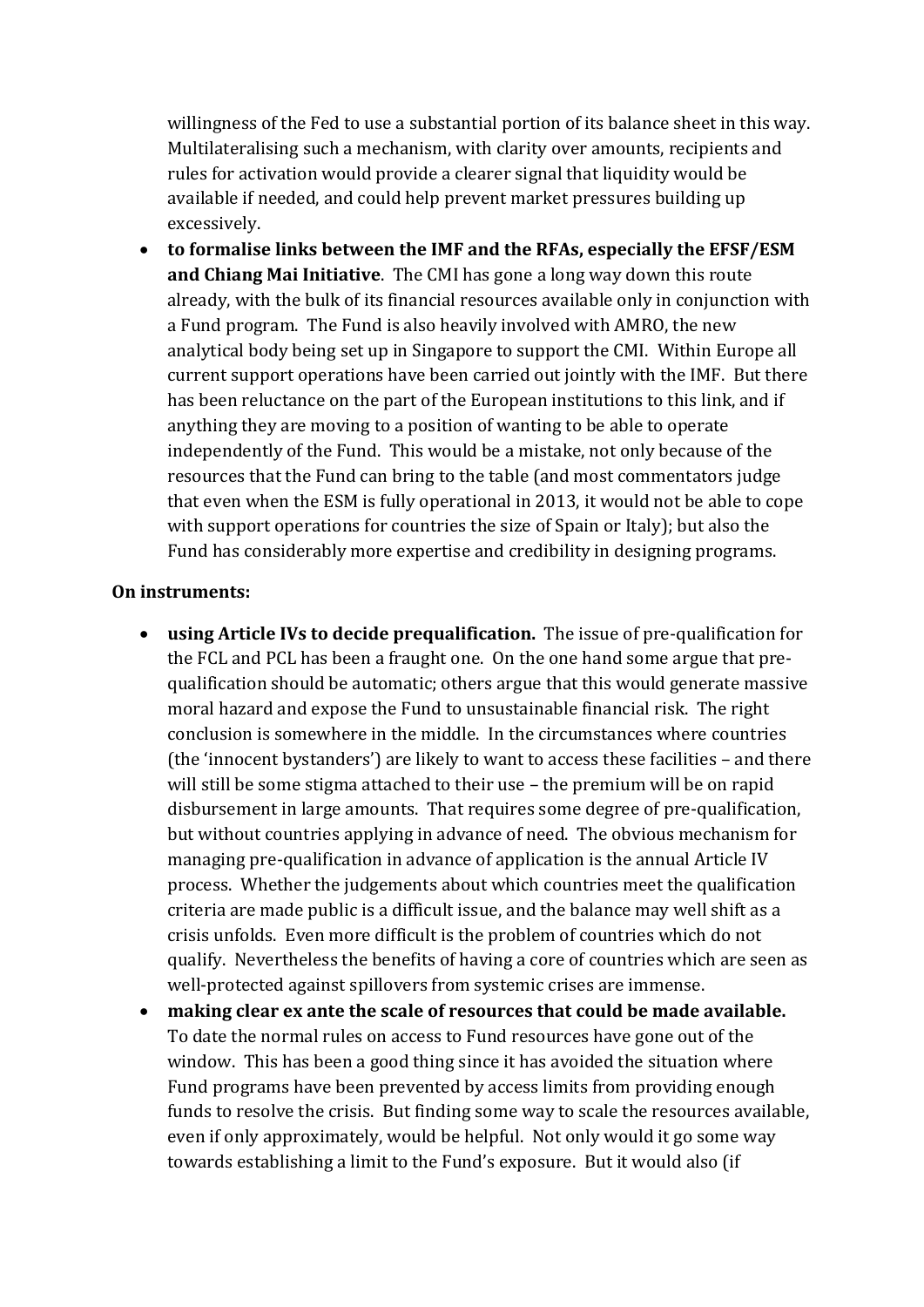willingness of the Fed to use a substantial portion of its balance sheet in this way. Multilateralising such a mechanism, with clarity over amounts, recipients and rules for activation would provide a clearer signal that liquidity would be available if needed, and could help prevent market pressures building up excessively.

- **to formalise links between the IMF and the RFAs, especially the EFSF/ESM and Chiang Mai Initiative**. The CMI has gone a long way down this route already, with the bulk of its financial resources available only in conjunction with a Fund program. The Fund is also heavily involved with AMRO, the new analytical body being set up in Singapore to support the CMI. Within Europe all current support operations have been carried out jointly with the IMF. But there has been reluctance on the part of the European institutions to this link, and if anything they are moving to a position of wanting to be able to operate independently of the Fund. This would be a mistake, not only because of the resources that the Fund can bring to the table (and most commentators judge that even when the ESM is fully operational in 2013, it would not be able to cope with support operations for countries the size of Spain or Italy); but also the Fund has considerably more expertise and credibility in designing programs.

**On instruments:**

- **using Article IVs to decide prequalification.** The issue of pre-qualification for the FCL and PCL has been a fraught one. On the one hand some argue that pre-qualification should be automatic; others argue that this would generate massive moral hazard and expose the Fund to unsustainable financial risk. The right conclusion is somewhere in the middle. In the circumstances where countries (the 'innocent bystanders') are likely to want to access these facilities – and there will still be some stigma attached to their use – the premium will be on rapid disbursement in large amounts. That requires some degree of pre-qualification, but without countries applying in advance of need. The obvious mechanism for managing pre-qualification in advance of application is the annual Article IV process. Whether the judgements about which countries meet the qualification criteria are made public is a difficult issue, and the balance may well shift as a crisis unfolds. Even more difficult is the problem of countries which do not qualify. Nevertheless the benefits of having a core of countries which are seen as well-protected against spillovers from systemic crises are immense.
- **making clear ex ante the scale of resources that could be made available.** To date the normal rules on access to Fund resources have gone out of the window. This has been a good thing since it has avoided the situation where Fund programs have been prevented by access limits from providing enough funds to resolve the crisis. But finding some way to scale the resources available, even if only approximately, would be helpful. Not only would it go some way towards establishing a limit to the Fund's exposure. But it would also (if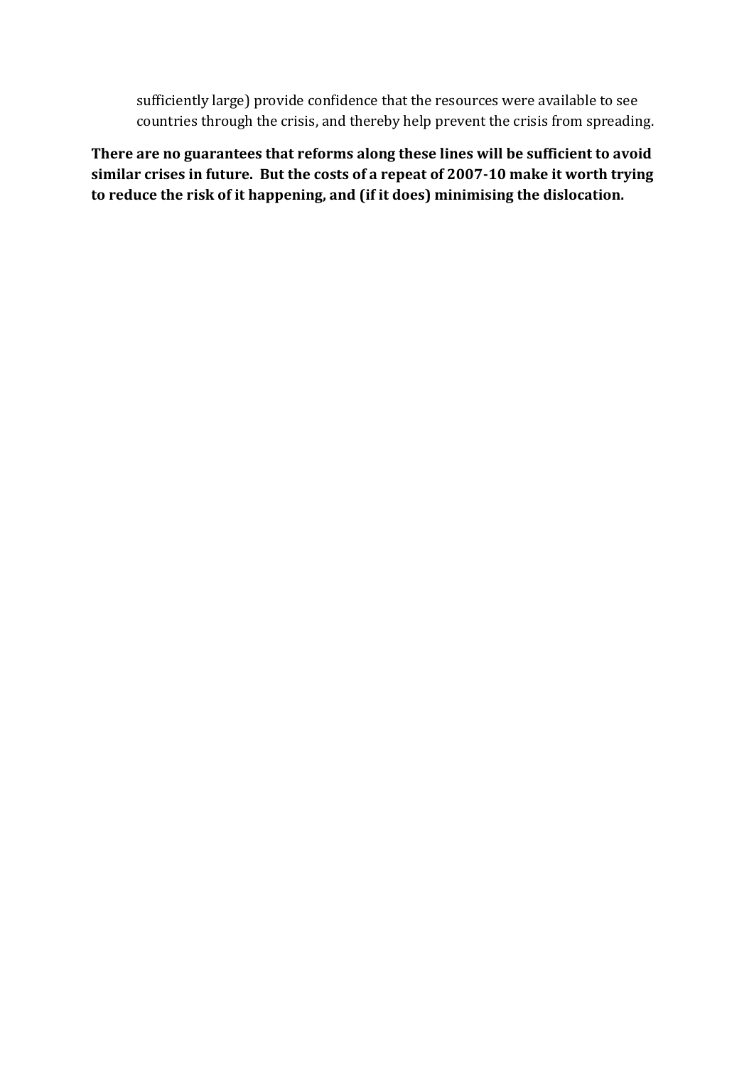sufficiently large) provide confidence that the resources were available to see countries through the crisis, and thereby help prevent the crisis from spreading.

**There are no guarantees that reforms along these lines will be sufficient to avoid similar crises in future. But the costs of a repeat of 2007-10 make it worth trying to reduce the risk of it happening, and (if it does) minimising the dislocation.**